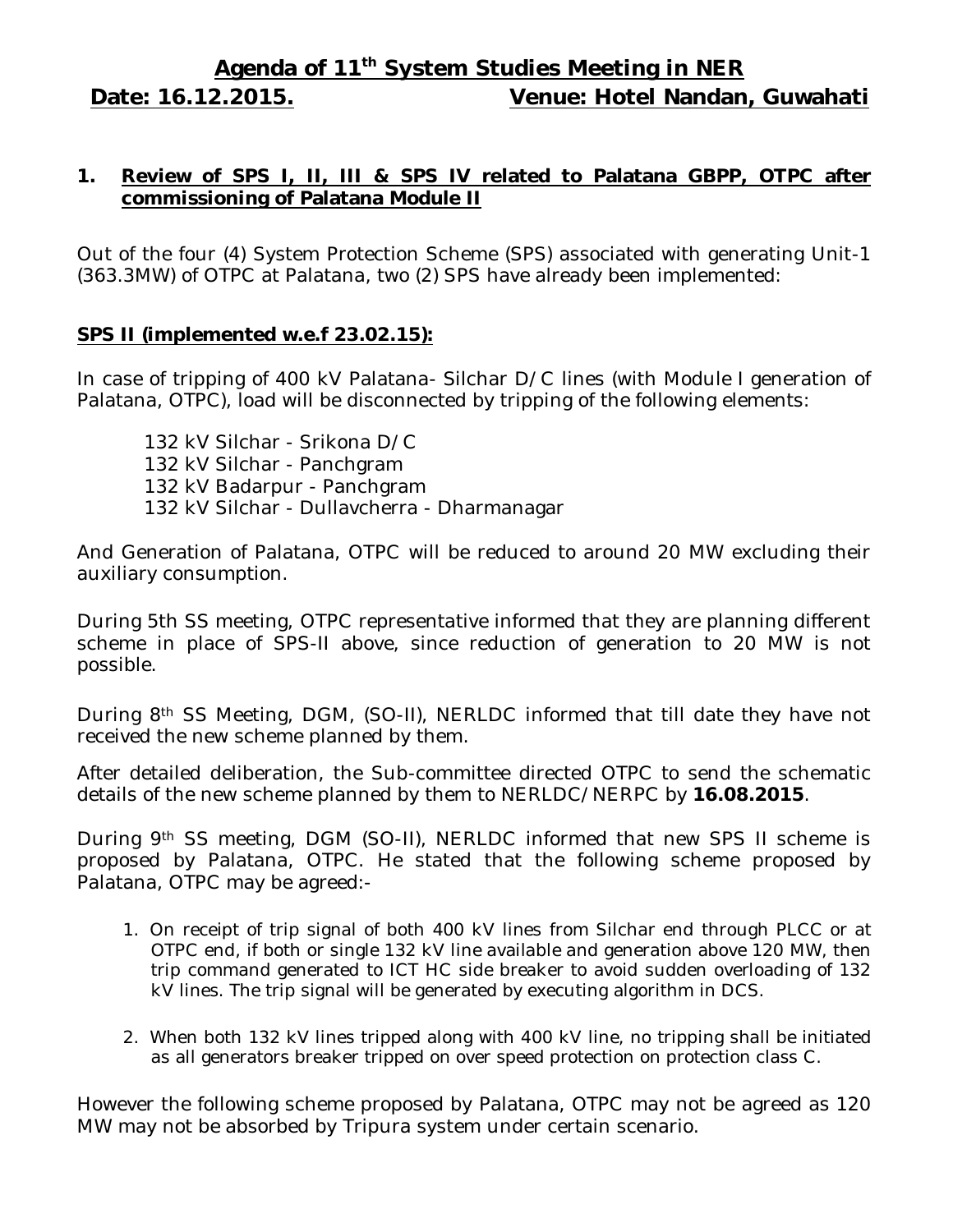# Agenda of 11th System Studies Meeting in NER

**Date: 16.12.2015. Venue: Hotel Nandan, Guwahati**

## 1. Review of SPS I, II, III & SPS IV related to Palatana GBPP, OTPC after commissioning of Palatana Module II

Out of the four (4) System Protection Scheme (SPS) associated with generating Unit-1 (363.3MW) of OTPC at Palatana, two (2) SPS have already been implemented:

### SPS II (implemented w.e.f 23.02.15):

In case of tripping of 400 kV Palatana- Silchar D/C lines (with Module I generation of Palatana, OTPC), load will be disconnected by tripping of the following elements:

132 kV Silchar - Srikona D/C
132 kV Silchar - Panchgram
132 kV Badarpur - Panchgram
132 kV Silchar - Dullavcherra - Dharmanagar

And Generation of Palatana, OTPC will be reduced to around 20 MW excluding their auxiliary consumption.

During 5th SS meeting, OTPC representative informed that they are planning different scheme in place of SPS-II above, since reduction of generation to 20 MW is not possible.

During 8th SS Meeting, DGM, (SO-II), NERLDC informed that till date they have not received the new scheme planned by them.

After detailed deliberation, the Sub-committee directed OTPC to send the schematic details of the new scheme planned by them to NERLDC/NERPC by **16.08.2015**.

During 9th SS meeting, DGM (SO-II), NERLDC informed that new SPS II scheme is proposed by Palatana, OTPC. He stated that the following scheme proposed by Palatana, OTPC may be agreed:-

1. On receipt of trip signal of both 400 kV lines from Silchar end through PLCC or at OTPC end, if both or single 132 kV line available and generation above 120 MW, then trip command generated to ICT HC side breaker to avoid sudden overloading of 132 kV lines. The trip signal will be generated by executing algorithm in DCS.

2. When both 132 kV lines tripped along with 400 kV line, no tripping shall be initiated as all generators breaker tripped on over speed protection on protection class C.

However the following scheme proposed by Palatana, OTPC may not be agreed as 120 MW may not be absorbed by Tripura system under certain scenario.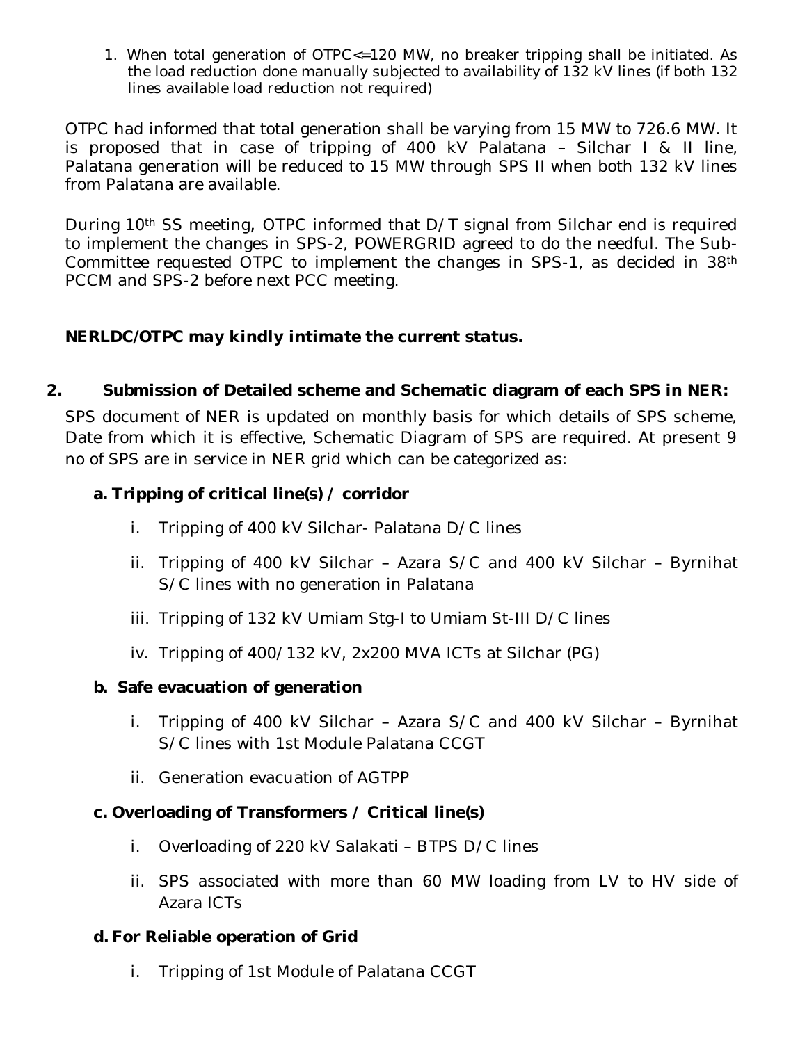1. When total generation of OTPC<=120 MW, no breaker tripping shall be initiated. As the load reduction done manually subjected to availability of 132 kV lines (if both 132 lines available load reduction not required)

OTPC had informed that total generation shall be varying from 15 MW to 726.6 MW. It is proposed that in case of tripping of 400 kV Palatana – Silchar I & II line, Palatana generation will be reduced to 15 MW through SPS II when both 132 kV lines from Palatana are available.

During 10th SS meeting, OTPC informed that D/T signal from Silchar end is required to implement the changes in SPS-2, POWERGRID agreed to do the needful. The Sub-Committee requested OTPC to implement the changes in SPS-1, as decided in 38th PCCM and SPS-2 before next PCC meeting.

***NERLDC/OTPC may kindly intimate the current status.***

## 2. Submission of Detailed scheme and Schematic diagram of each SPS in NER:

SPS document of NER is updated on monthly basis for which details of SPS scheme, Date from which it is effective, Schematic Diagram of SPS are required. At present 9 no of SPS are in service in NER grid which can be categorized as:

**a. Tripping of critical line(s) / corridor**

i. Tripping of 400 kV Silchar- Palatana D/C lines

ii. Tripping of 400 kV Silchar – Azara S/C and 400 kV Silchar – Byrnihat S/C lines with no generation in Palatana

iii. Tripping of 132 kV Umiam Stg-I to Umiam St-III D/C lines

iv. Tripping of 400/132 kV, 2x200 MVA ICTs at Silchar (PG)

**b. Safe evacuation of generation**

i. Tripping of 400 kV Silchar – Azara S/C and 400 kV Silchar – Byrnihat S/C lines with 1st Module Palatana CCGT

ii. Generation evacuation of AGTPP

**c. Overloading of Transformers / Critical line(s)**

i. Overloading of 220 kV Salakati – BTPS D/C lines

ii. SPS associated with more than 60 MW loading from LV to HV side of Azara ICTs

**d. For Reliable operation of Grid**

i. Tripping of 1st Module of Palatana CCGT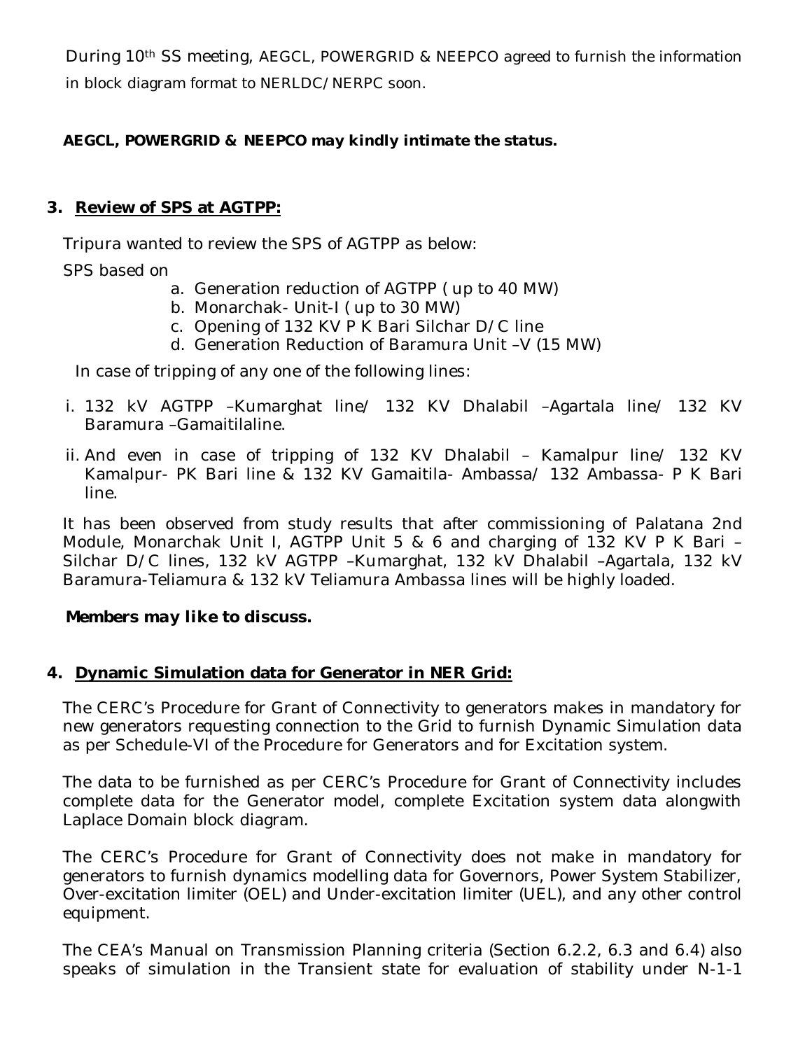During 10th SS meeting, AEGCL, POWERGRID & NEEPCO agreed to furnish the information in block diagram format to NERLDC/NERPC soon.

***AEGCL, POWERGRID & NEEPCO may kindly intimate the status.***

## 3. Review of SPS at AGTPP:

Tripura wanted to review the SPS of AGTPP as below:

SPS based on

a. Generation reduction of AGTPP ( up to 40 MW)
b. Monarchak- Unit-I ( up to 30 MW)
c. Opening of 132 KV P K Bari Silchar D/C line
d. Generation Reduction of Baramura Unit –V (15 MW)

In case of tripping of any one of the following lines:

i. 132 kV AGTPP –Kumarghat line/ 132 KV Dhalabil –Agartala line/ 132 KV Baramura –Gamaitilaline.
ii. And even in case of tripping of 132 KV Dhalabil – Kamalpur line/ 132 KV Kamalpur- PK Bari line & 132 KV Gamaitila- Ambassa/ 132 Ambassa- P K Bari line.

It has been observed from study results that after commissioning of Palatana 2nd Module, Monarchak Unit I, AGTPP Unit 5 & 6 and charging of 132 KV P K Bari – Silchar D/C lines, 132 kV AGTPP –Kumarghat, 132 kV Dhalabil –Agartala, 132 kV Baramura-Teliamura & 132 kV Teliamura Ambassa lines will be highly loaded.

***Members may like to discuss.***

## 4. Dynamic Simulation data for Generator in NER Grid:

The CERC's Procedure for Grant of Connectivity to generators makes in mandatory for new generators requesting connection to the Grid to furnish Dynamic Simulation data as per Schedule-VI of the Procedure for Generators and for Excitation system.

The data to be furnished as per CERC's Procedure for Grant of Connectivity includes complete data for the Generator model, complete Excitation system data alongwith Laplace Domain block diagram.

The CERC's Procedure for Grant of Connectivity does not make in mandatory for generators to furnish dynamics modelling data for Governors, Power System Stabilizer, Over-excitation limiter (OEL) and Under-excitation limiter (UEL), and any other control equipment.

The CEA's Manual on Transmission Planning criteria (Section 6.2.2, 6.3 and 6.4) also speaks of simulation in the Transient state for evaluation of stability under N-1-1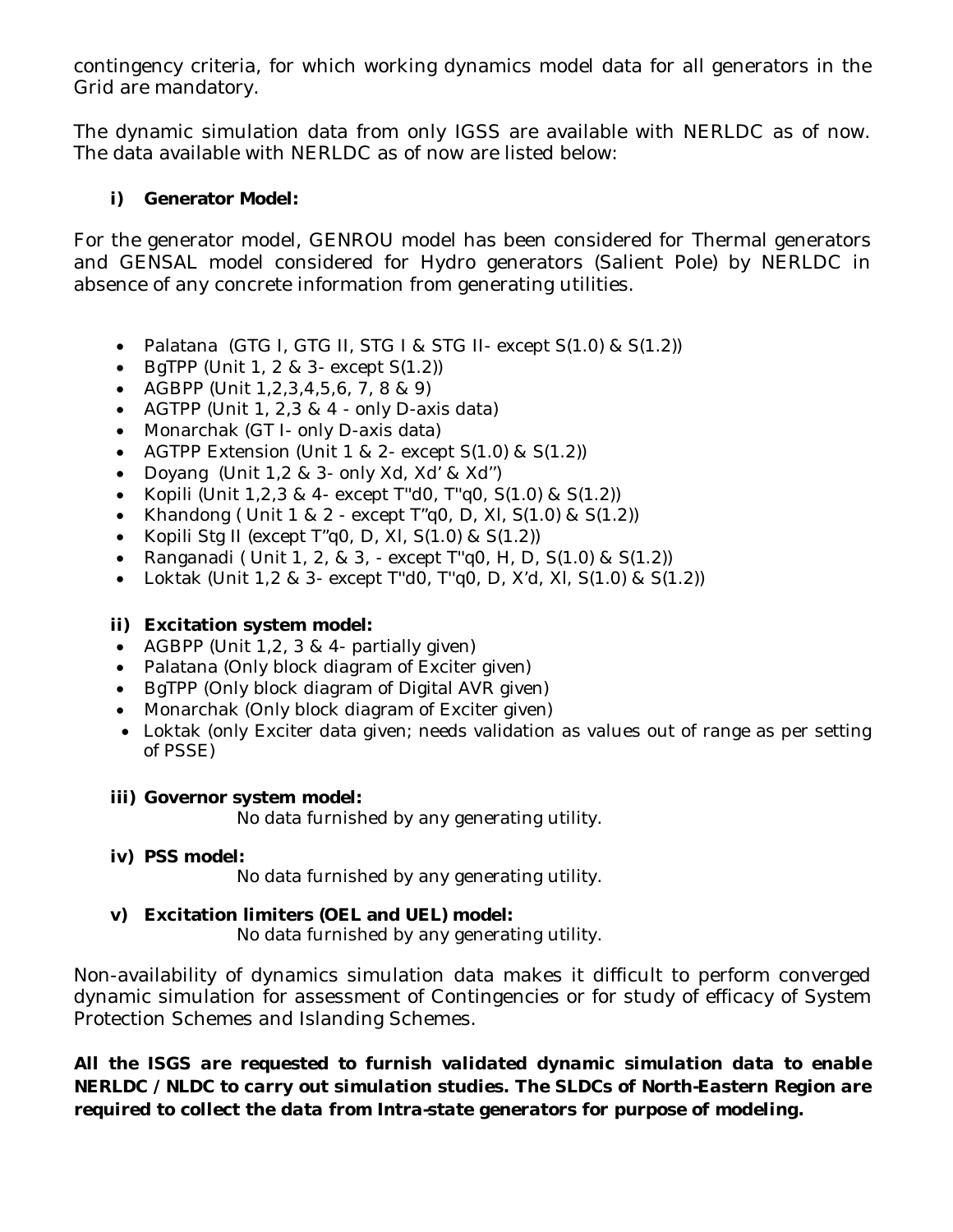contingency criteria, for which working dynamics model data for all generators in the Grid are mandatory.

The dynamic simulation data from only IGSS are available with NERLDC as of now. The data available with NERLDC as of now are listed below:

**i) Generator Model:**

For the generator model, GENROU model has been considered for Thermal generators and GENSAL model considered for Hydro generators (Salient Pole) by NERLDC in absence of any concrete information from generating utilities.

- Palatana (GTG I, GTG II, STG I & STG II- except S(1.0) & S(1.2))
- BgTPP (Unit 1, 2 & 3- except S(1.2))
- AGBPP (Unit 1,2,3,4,5,6, 7, 8 & 9)
- AGTPP (Unit 1, 2,3 & 4 - only D-axis data)
- Monarchak (GT I- only D-axis data)
- AGTPP Extension (Unit 1 & 2- except S(1.0) & S(1.2))
- Doyang (Unit 1,2 & 3- only Xd, Xd' & Xd'')
- Kopili (Unit 1,2,3 & 4- except T''d0, T''q0, S(1.0) & S(1.2))
- Khandong ( Unit 1 & 2 - except T''q0, D, Xl, S(1.0) & S(1.2))
- Kopili Stg II (except T''q0, D, Xl, S(1.0) & S(1.2))
- Ranganadi ( Unit 1, 2, & 3, - except T''q0, H, D, S(1.0) & S(1.2))
- Loktak (Unit 1,2 & 3- except T''d0, T''q0, D, X'd, Xl, S(1.0) & S(1.2))

**ii) Excitation system model:**

- AGBPP (Unit 1,2, 3 & 4- partially given)
- Palatana (Only block diagram of Exciter given)
- BgTPP (Only block diagram of Digital AVR given)
- Monarchak (Only block diagram of Exciter given)
- Loktak (only Exciter data given; needs validation as values out of range as per setting of PSSE)

**iii) Governor system model:**

No data furnished by any generating utility.

**iv) PSS model:**

No data furnished by any generating utility.

**v) Excitation limiters (OEL and UEL) model:**

No data furnished by any generating utility.

Non-availability of dynamics simulation data makes it difficult to perform converged dynamic simulation for assessment of Contingencies or for study of efficacy of System Protection Schemes and Islanding Schemes.

**All the ISGS are requested to furnish validated dynamic simulation data to enable NERLDC / NLDC to carry out simulation studies. The SLDCs of North-Eastern Region are required to collect the data from Intra-state generators for purpose of modeling.**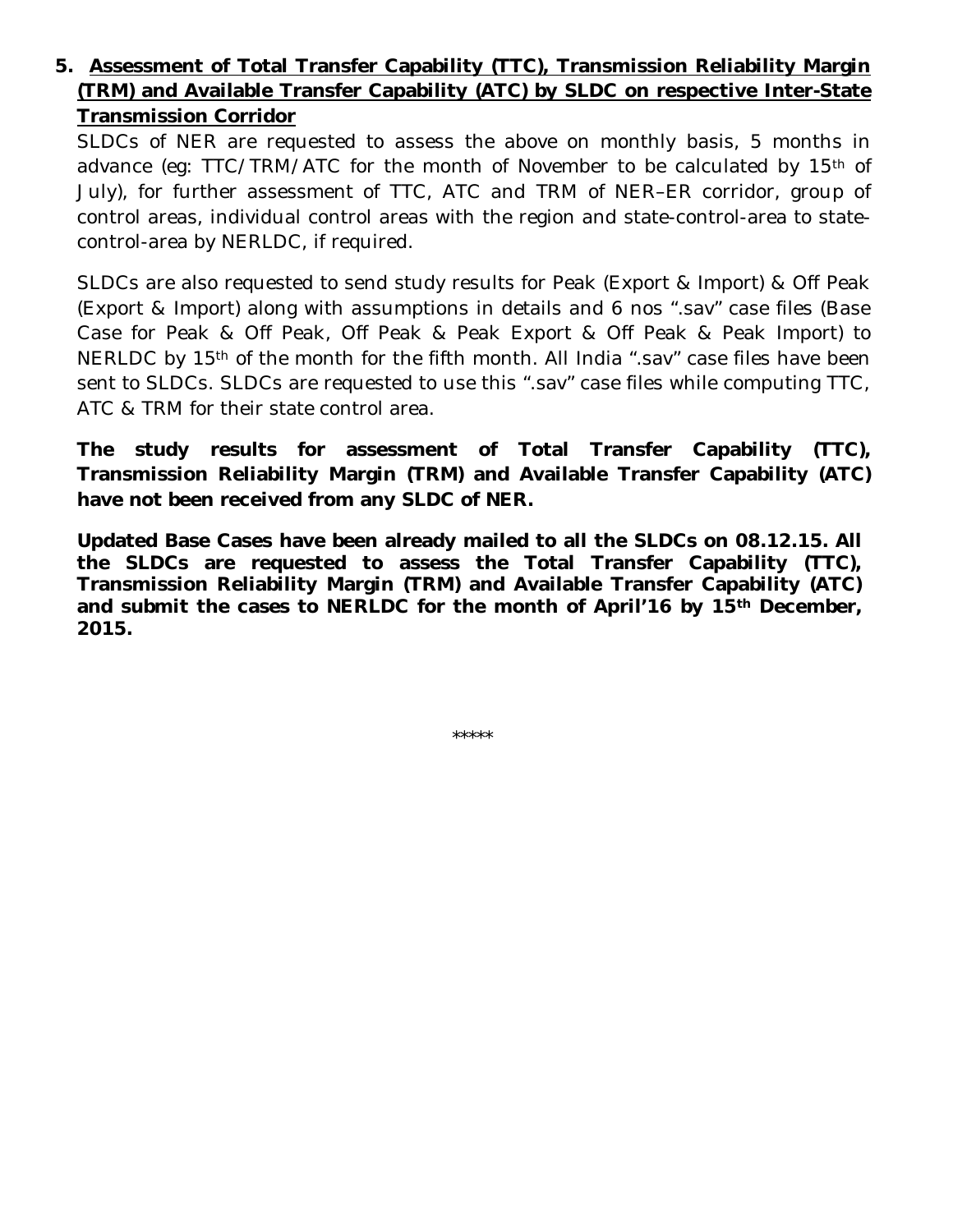## 5. Assessment of Total Transfer Capability (TTC), Transmission Reliability Margin (TRM) and Available Transfer Capability (ATC) by SLDC on respective Inter-State Transmission Corridor

SLDCs of NER are requested to assess the above on monthly basis, 5 months in advance (eg: TTC/TRM/ATC for the month of November to be calculated by 15th of July), for further assessment of TTC, ATC and TRM of NER–ER corridor, group of control areas, individual control areas with the region and state-control-area to state-control-area by NERLDC, if required.

SLDCs are also requested to send study results for Peak (Export & Import) & Off Peak (Export & Import) along with assumptions in details and 6 nos ".sav" case files (Base Case for Peak & Off Peak, Off Peak & Peak Export & Off Peak & Peak Import) to NERLDC by 15th of the month for the fifth month. All India ".sav" case files have been sent to SLDCs. SLDCs are requested to use this ".sav" case files while computing TTC, ATC & TRM for their state control area.

**The study results for assessment of Total Transfer Capability (TTC), Transmission Reliability Margin (TRM) and Available Transfer Capability (ATC) have not been received from any SLDC of NER.**

**Updated Base Cases have been already mailed to all the SLDCs on 08.12.15. All the SLDCs are requested to assess the Total Transfer Capability (TTC), Transmission Reliability Margin (TRM) and Available Transfer Capability (ATC) and submit the cases to NERLDC for the month of April'16 by 15th December, 2015.**

*****